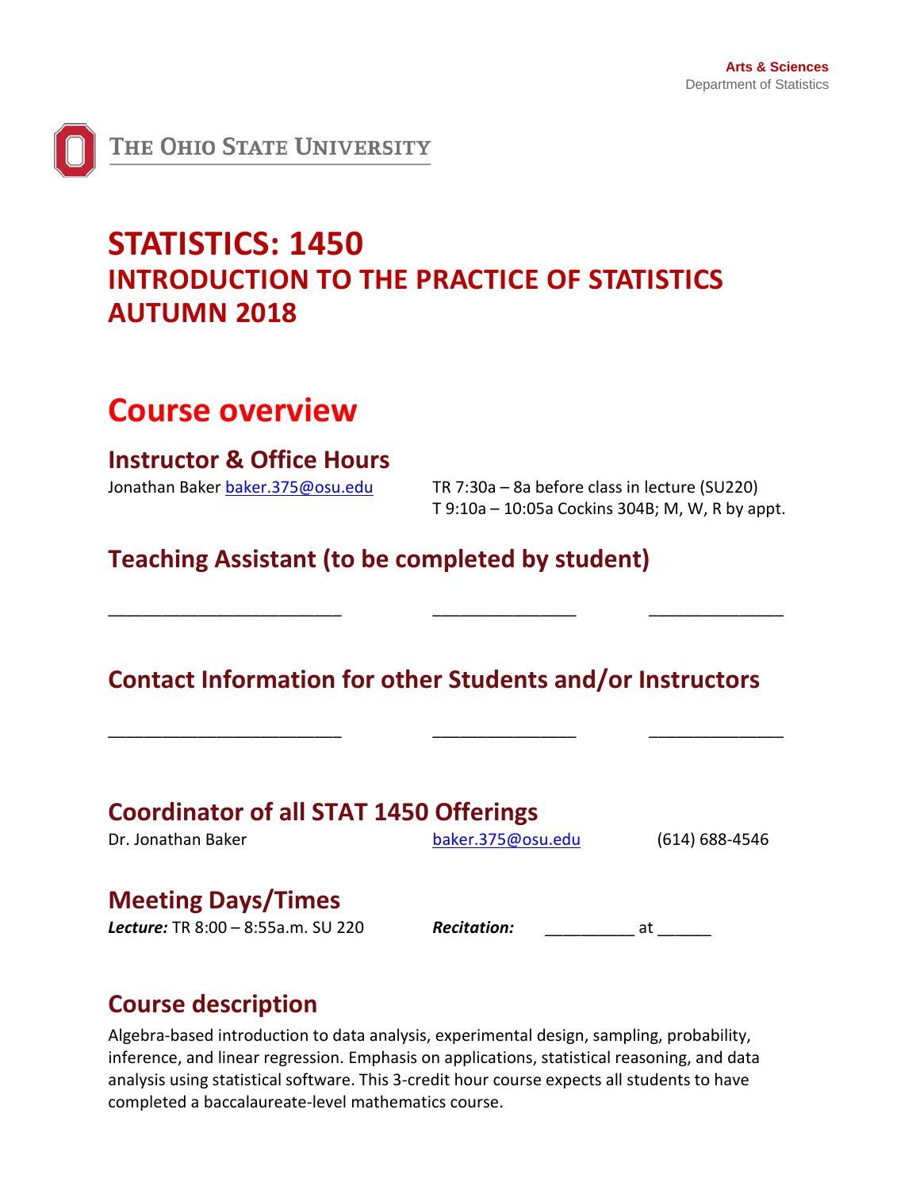Arts & Sciences
Department of Statistics

THE OHIO STATE UNIVERSITY

# STATISTICS: 1450
## INTRODUCTION TO THE PRACTICE OF STATISTICS
## AUTUMN 2018

# Course overview

## Instructor & Office Hours

Jonathan Baker baker.375@osu.edu TR 7:30a – 8a before class in lecture (SU220)
T 9:10a – 10:05a Cockins 304B; M, W, R by appt.

## Teaching Assistant (to be completed by student)

________________________ _______________ ______________

## Contact Information for other Students and/or Instructors

________________________ _______________ ______________

## Coordinator of all STAT 1450 Offerings

Dr. Jonathan Baker baker.375@osu.edu (614) 688-4546

## Meeting Days/Times

***Lecture:*** TR 8:00 – 8:55a.m. SU 220 ***Recitation:*** __________ at ______

## Course description

Algebra-based introduction to data analysis, experimental design, sampling, probability, inference, and linear regression. Emphasis on applications, statistical reasoning, and data analysis using statistical software. This 3-credit hour course expects all students to have completed a baccalaureate-level mathematics course.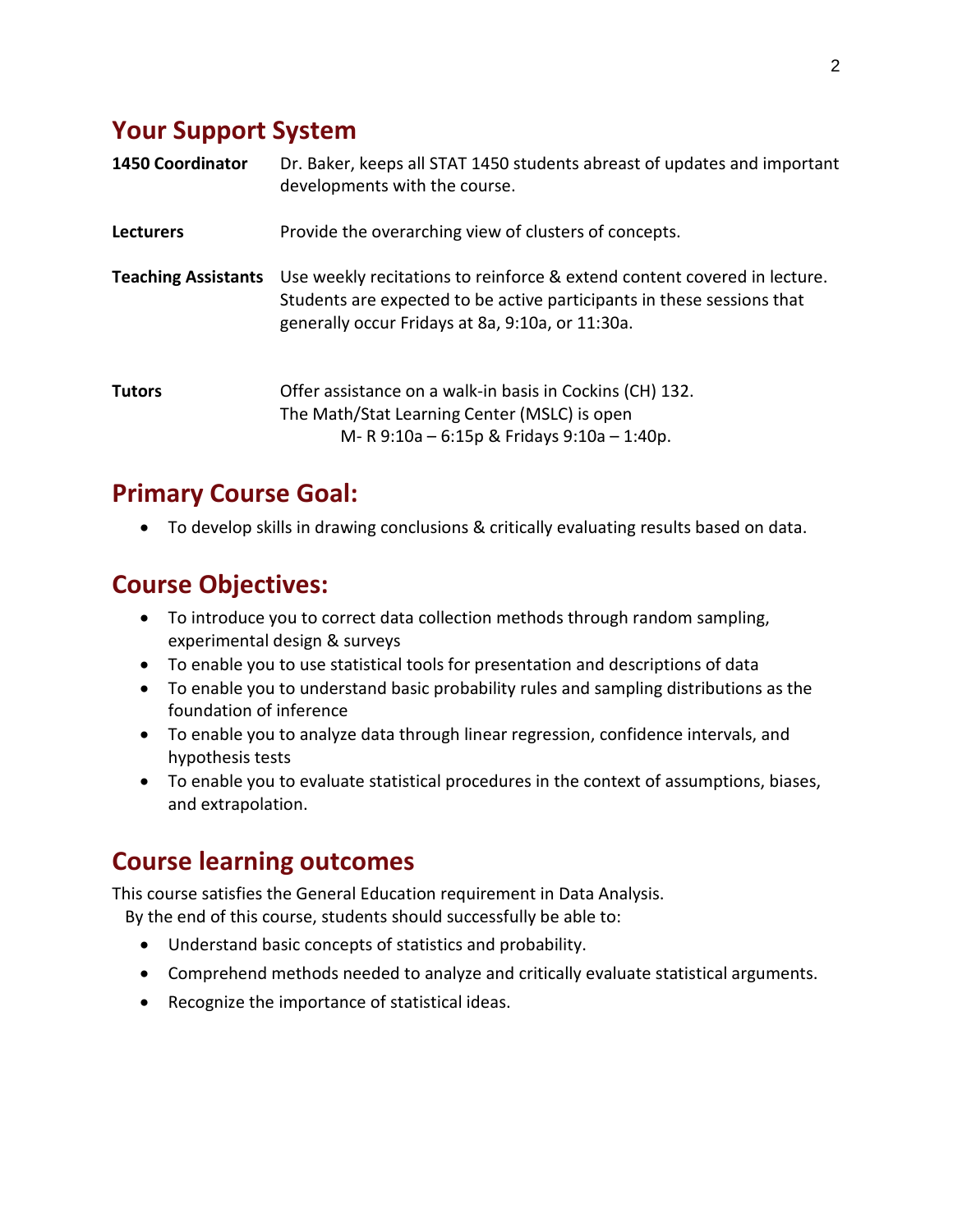## Your Support System

| | |
|---|---|
| **1450 Coordinator** | Dr. Baker, keeps all STAT 1450 students abreast of updates and important developments with the course. |
| **Lecturers** | Provide the overarching view of clusters of concepts. |
| **Teaching Assistants** | Use weekly recitations to reinforce & extend content covered in lecture. Students are expected to be active participants in these sessions that generally occur Fridays at 8a, 9:10a, or 11:30a. |
| **Tutors** | Offer assistance on a walk-in basis in Cockins (CH) 132. The Math/Stat Learning Center (MSLC) is open M- R 9:10a – 6:15p & Fridays 9:10a – 1:40p. |

## Primary Course Goal:

- To develop skills in drawing conclusions & critically evaluating results based on data.

## Course Objectives:

- To introduce you to correct data collection methods through random sampling, experimental design & surveys
- To enable you to use statistical tools for presentation and descriptions of data
- To enable you to understand basic probability rules and sampling distributions as the foundation of inference
- To enable you to analyze data through linear regression, confidence intervals, and hypothesis tests
- To enable you to evaluate statistical procedures in the context of assumptions, biases, and extrapolation.

## Course learning outcomes

This course satisfies the General Education requirement in Data Analysis.

By the end of this course, students should successfully be able to:

- Understand basic concepts of statistics and probability.
- Comprehend methods needed to analyze and critically evaluate statistical arguments.
- Recognize the importance of statistical ideas.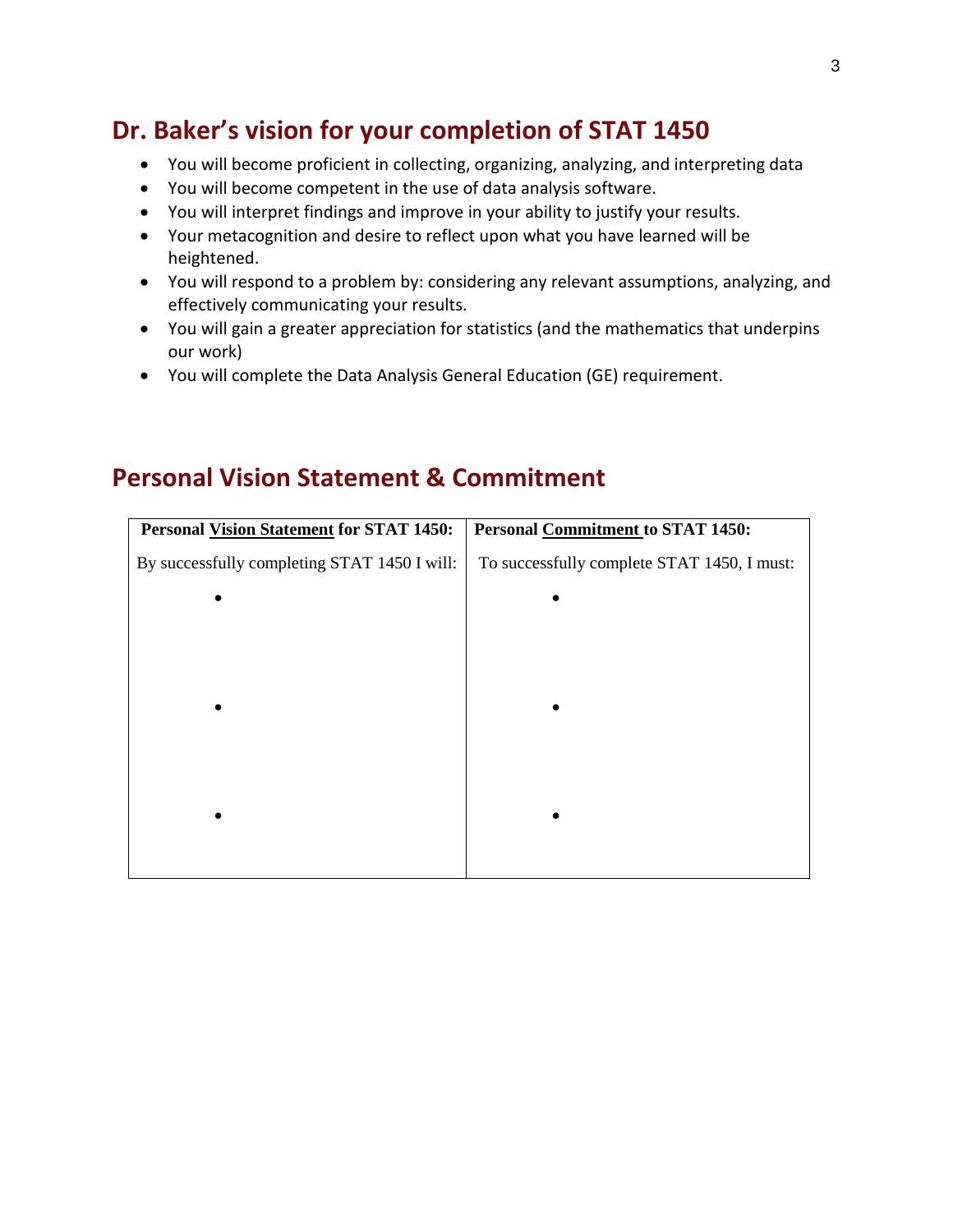## Dr. Baker's vision for your completion of STAT 1450

- You will become proficient in collecting, organizing, analyzing, and interpreting data
- You will become competent in the use of data analysis software.
- You will interpret findings and improve in your ability to justify your results.
- Your metacognition and desire to reflect upon what you have learned will be heightened.
- You will respond to a problem by: considering any relevant assumptions, analyzing, and effectively communicating your results.
- You will gain a greater appreciation for statistics (and the mathematics that underpins our work)
- You will complete the Data Analysis General Education (GE) requirement.

## Personal Vision Statement & Commitment

| **Personal Vision Statement for STAT 1450:** | **Personal Commitment to STAT 1450:** |
|---|---|
| By successfully completing STAT 1450 I will: | To successfully complete STAT 1450, I must: |
| • | • |
| • | • |
| • | • |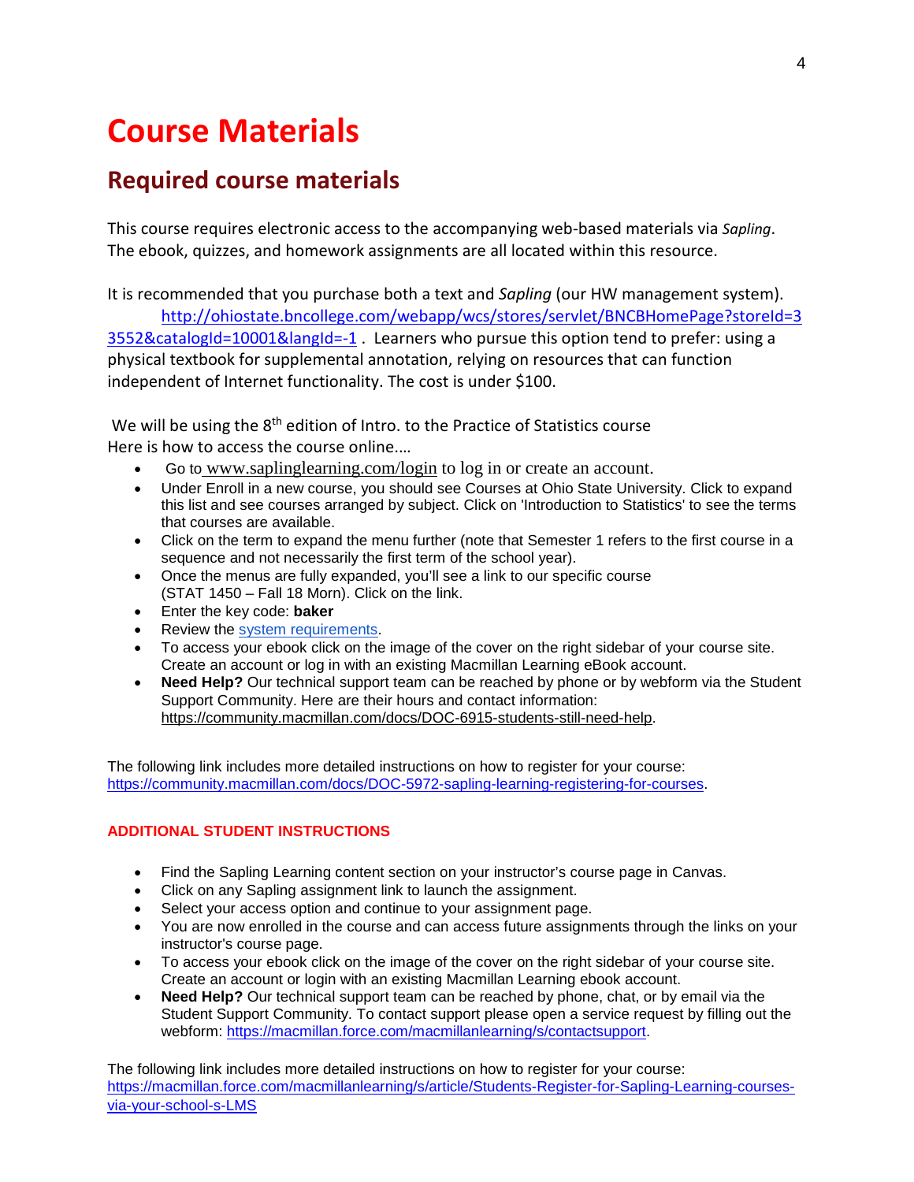# Course Materials

## Required course materials

This course requires electronic access to the accompanying web-based materials via *Sapling*. The ebook, quizzes, and homework assignments are all located within this resource.

It is recommended that you purchase both a text and *Sapling* (our HW management system). http://ohiostate.bncollege.com/webapp/wcs/stores/servlet/BNCBHomePage?storeId=33552&catalogId=10001&langId=-1 . Learners who pursue this option tend to prefer: using a physical textbook for supplemental annotation, relying on resources that can function independent of Internet functionality. The cost is under $100.

We will be using the 8th edition of Intro. to the Practice of Statistics course
Here is how to access the course online.…

- Go to www.saplinglearning.com/login to log in or create an account.
- Under Enroll in a new course, you should see Courses at Ohio State University. Click to expand this list and see courses arranged by subject. Click on 'Introduction to Statistics' to see the terms that courses are available.
- Click on the term to expand the menu further (note that Semester 1 refers to the first course in a sequence and not necessarily the first term of the school year).
- Once the menus are fully expanded, you'll see a link to our specific course (STAT 1450 – Fall 18 Morn). Click on the link.
- Enter the key code: **baker**
- Review the system requirements.
- To access your ebook click on the image of the cover on the right sidebar of your course site. Create an account or log in with an existing Macmillan Learning eBook account.
- **Need Help?** Our technical support team can be reached by phone or by webform via the Student Support Community. Here are their hours and contact information: https://community.macmillan.com/docs/DOC-6915-students-still-need-help.

The following link includes more detailed instructions on how to register for your course: https://community.macmillan.com/docs/DOC-5972-sapling-learning-registering-for-courses.

**ADDITIONAL STUDENT INSTRUCTIONS**

- Find the Sapling Learning content section on your instructor's course page in Canvas.
- Click on any Sapling assignment link to launch the assignment.
- Select your access option and continue to your assignment page.
- You are now enrolled in the course and can access future assignments through the links on your instructor's course page.
- To access your ebook click on the image of the cover on the right sidebar of your course site. Create an account or login with an existing Macmillan Learning ebook account.
- **Need Help?** Our technical support team can be reached by phone, chat, or by email via the Student Support Community. To contact support please open a service request by filling out the webform: https://macmillan.force.com/macmillanlearning/s/contactsupport.

The following link includes more detailed instructions on how to register for your course: https://macmillan.force.com/macmillanlearning/s/article/Students-Register-for-Sapling-Learning-courses-via-your-school-s-LMS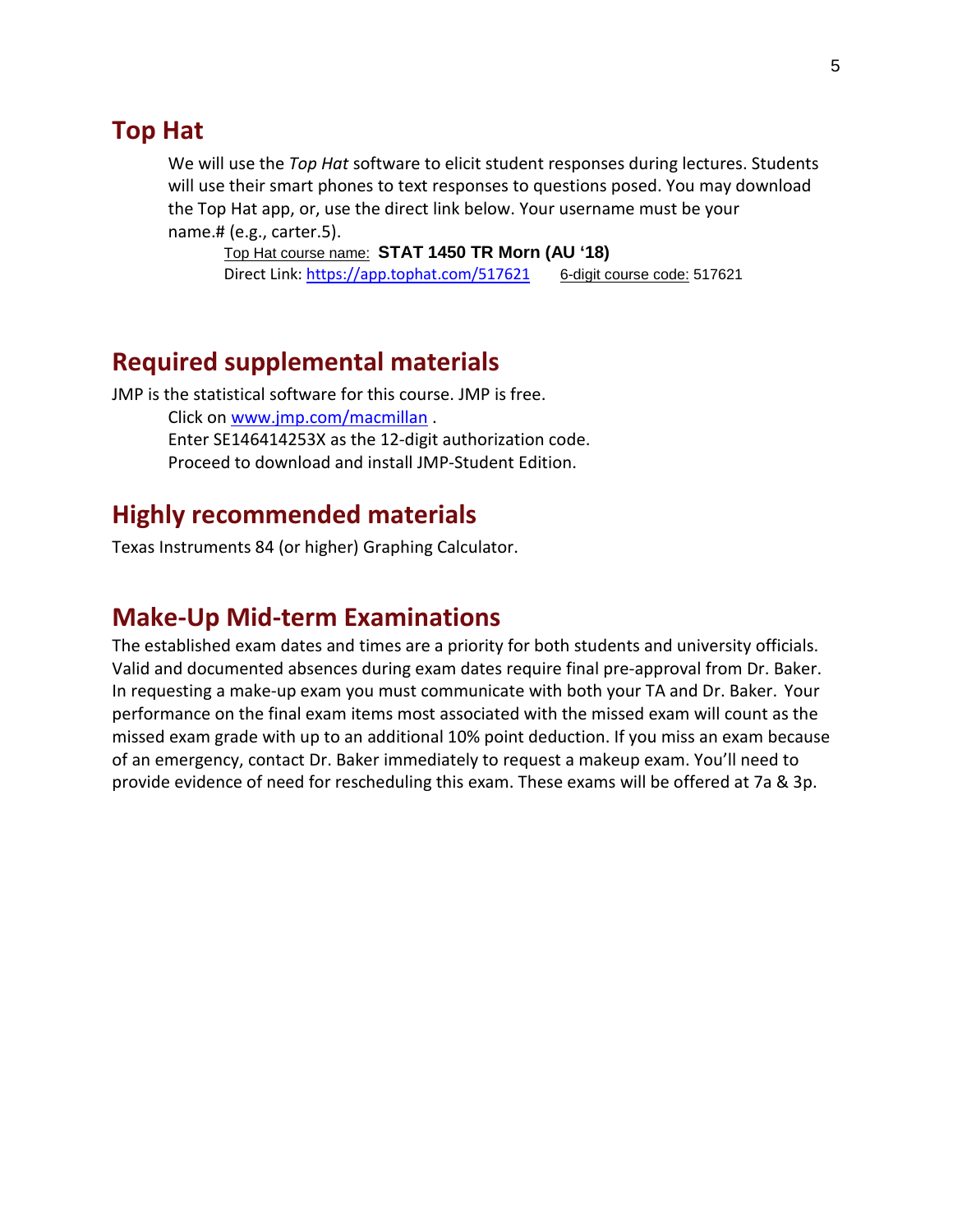## Top Hat

We will use the *Top Hat* software to elicit student responses during lectures. Students will use their smart phones to text responses to questions posed. You may download the Top Hat app, or, use the direct link below. Your username must be your name.# (e.g., carter.5).

Top Hat course name: **STAT 1450 TR Morn (AU '18)**
Direct Link: https://app.tophat.com/517621 6-digit course code: 517621

## Required supplemental materials

JMP is the statistical software for this course. JMP is free.

Click on www.jmp.com/macmillan .
Enter SE146414253X as the 12-digit authorization code.
Proceed to download and install JMP-Student Edition.

## Highly recommended materials

Texas Instruments 84 (or higher) Graphing Calculator.

## Make-Up Mid-term Examinations

The established exam dates and times are a priority for both students and university officials. Valid and documented absences during exam dates require final pre-approval from Dr. Baker. In requesting a make-up exam you must communicate with both your TA and Dr. Baker. Your performance on the final exam items most associated with the missed exam will count as the missed exam grade with up to an additional 10% point deduction. If you miss an exam because of an emergency, contact Dr. Baker immediately to request a makeup exam. You'll need to provide evidence of need for rescheduling this exam. These exams will be offered at 7a & 3p.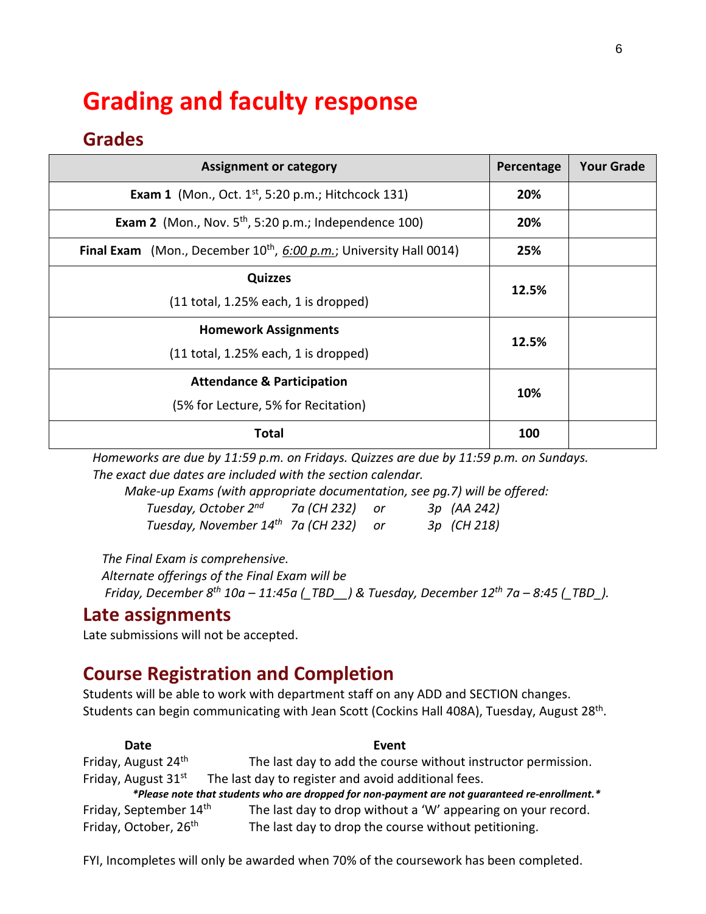# Grading and faculty response

## Grades

| Assignment or category | Percentage | Your Grade |
|---|---|---|
| **Exam 1** (Mon., Oct. 1st, 5:20 p.m.; Hitchcock 131) | **20%** | |
| **Exam 2** (Mon., Nov. 5th, 5:20 p.m.; Independence 100) | **20%** | |
| **Final Exam** (Mon., December 10th, *6:00 p.m.*; University Hall 0014) | **25%** | |
| **Quizzes** (11 total, 1.25% each, 1 is dropped) | **12.5%** | |
| **Homework Assignments** (11 total, 1.25% each, 1 is dropped) | **12.5%** | |
| **Attendance & Participation** (5% for Lecture, 5% for Recitation) | **10%** | |
| **Total** | **100** | |

*Homeworks are due by 11:59 p.m. on Fridays. Quizzes are due by 11:59 p.m. on Sundays. The exact due dates are included with the section calendar.*

*Make-up Exams (with appropriate documentation, see pg.7) will be offered:*

*Tuesday, October 2nd 7a (CH 232) or 3p (AA 242)*
*Tuesday, November 14th 7a (CH 232) or 3p (CH 218)*

*The Final Exam is comprehensive.*
*Alternate offerings of the Final Exam will be*
*Friday, December 8th 10a – 11:45a (_TBD__) & Tuesday, December 12th 7a – 8:45 (_TBD_).*

## Late assignments

Late submissions will not be accepted.

## Course Registration and Completion

Students will be able to work with department staff on any ADD and SECTION changes. Students can begin communicating with Jean Scott (Cockins Hall 408A), Tuesday, August 28th.

| Date | Event |
|---|---|
| Friday, August 24th | The last day to add the course without instructor permission. |
| Friday, August 31st | The last day to register and avoid additional fees. |

***Please note that students who are dropped for non-payment are not guaranteed re-enrollment.***

| Date | Event |
|---|---|
| Friday, September 14th | The last day to drop without a 'W' appearing on your record. |
| Friday, October, 26th | The last day to drop the course without petitioning. |

FYI, Incompletes will only be awarded when 70% of the coursework has been completed.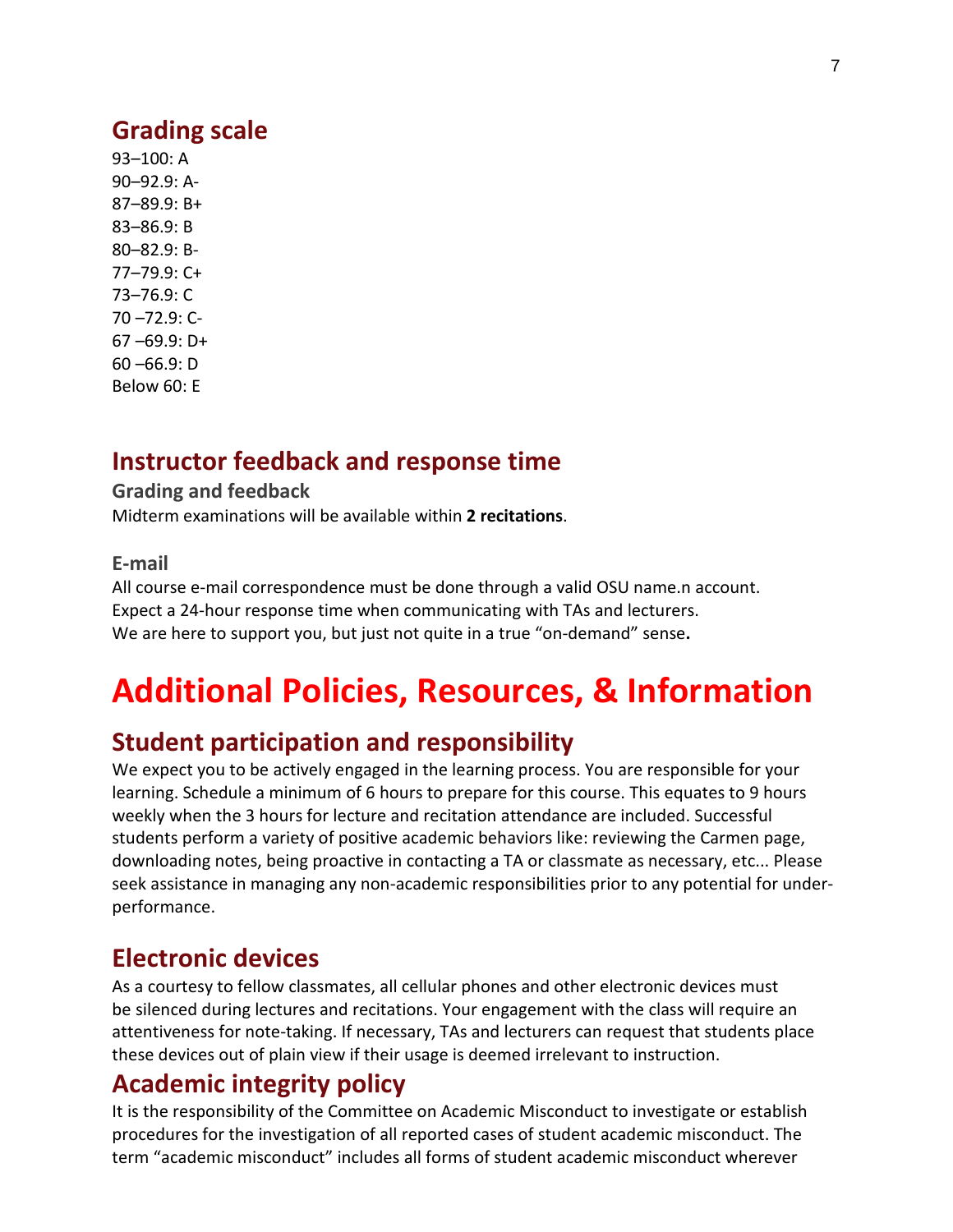## Grading scale

93–100: A
90–92.9: A-
87–89.9: B+
83–86.9: B
80–82.9: B-
77–79.9: C+
73–76.9: C
70 –72.9: C-
67 –69.9: D+
60 –66.9: D
Below 60: E

## Instructor feedback and response time

### Grading and feedback

Midterm examinations will be available within **2 recitations**.

### E-mail

All course e-mail correspondence must be done through a valid OSU name.n account.
Expect a 24-hour response time when communicating with TAs and lecturers.
We are here to support you, but just not quite in a true "on-demand" sense.

# Additional Policies, Resources, & Information

## Student participation and responsibility

We expect you to be actively engaged in the learning process. You are responsible for your learning. Schedule a minimum of 6 hours to prepare for this course. This equates to 9 hours weekly when the 3 hours for lecture and recitation attendance are included. Successful students perform a variety of positive academic behaviors like: reviewing the Carmen page, downloading notes, being proactive in contacting a TA or classmate as necessary, etc... Please seek assistance in managing any non-academic responsibilities prior to any potential for under-performance.

## Electronic devices

As a courtesy to fellow classmates, all cellular phones and other electronic devices must be silenced during lectures and recitations. Your engagement with the class will require an attentiveness for note-taking. If necessary, TAs and lecturers can request that students place these devices out of plain view if their usage is deemed irrelevant to instruction.

## Academic integrity policy

It is the responsibility of the Committee on Academic Misconduct to investigate or establish procedures for the investigation of all reported cases of student academic misconduct. The term "academic misconduct" includes all forms of student academic misconduct wherever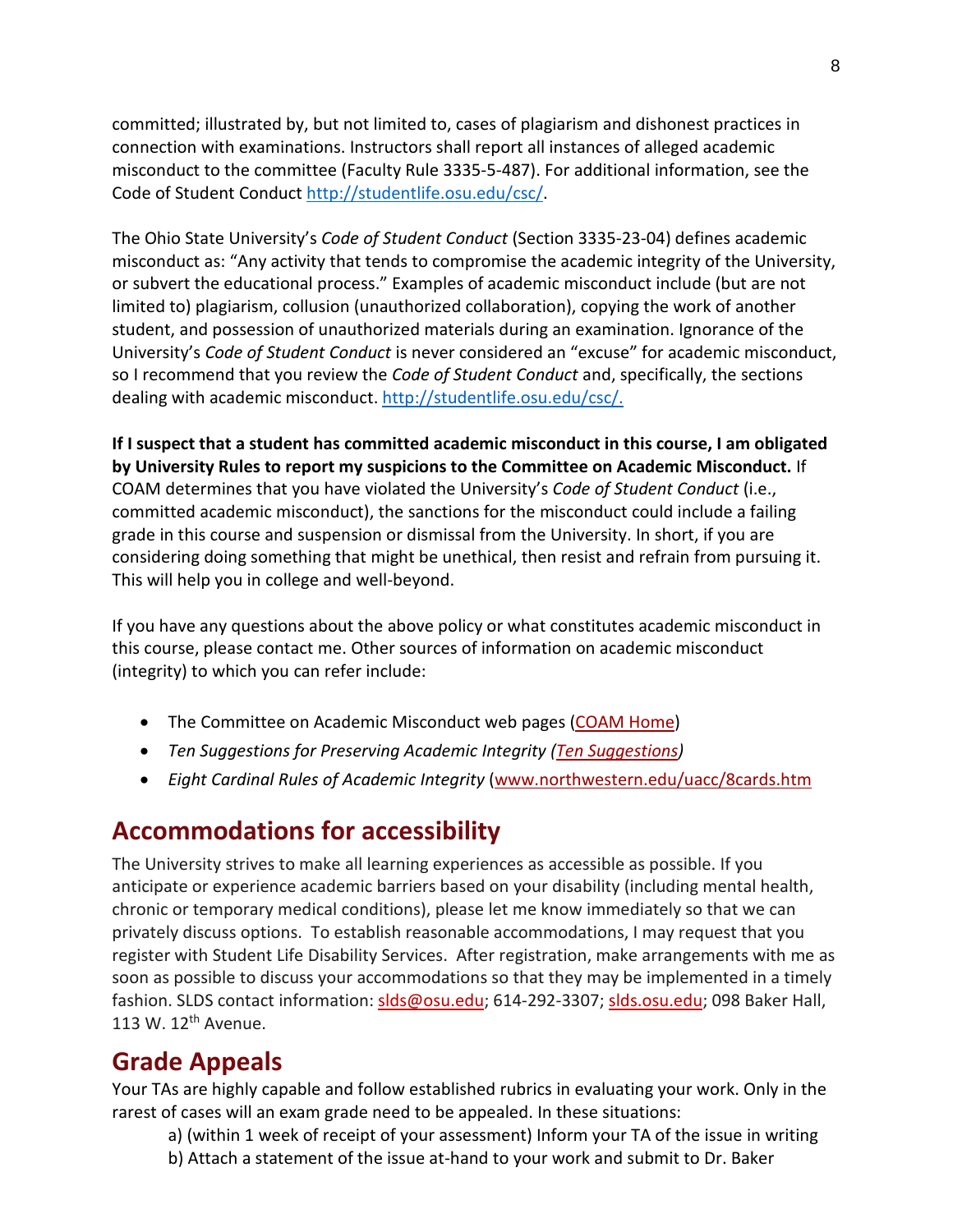committed; illustrated by, but not limited to, cases of plagiarism and dishonest practices in connection with examinations. Instructors shall report all instances of alleged academic misconduct to the committee (Faculty Rule 3335-5-487). For additional information, see the Code of Student Conduct http://studentlife.osu.edu/csc/.

The Ohio State University's *Code of Student Conduct* (Section 3335-23-04) defines academic misconduct as: "Any activity that tends to compromise the academic integrity of the University, or subvert the educational process." Examples of academic misconduct include (but are not limited to) plagiarism, collusion (unauthorized collaboration), copying the work of another student, and possession of unauthorized materials during an examination. Ignorance of the University's *Code of Student Conduct* is never considered an "excuse" for academic misconduct, so I recommend that you review the *Code of Student Conduct* and, specifically, the sections dealing with academic misconduct. http://studentlife.osu.edu/csc/.

**If I suspect that a student has committed academic misconduct in this course, I am obligated by University Rules to report my suspicions to the Committee on Academic Misconduct.** If COAM determines that you have violated the University's *Code of Student Conduct* (i.e., committed academic misconduct), the sanctions for the misconduct could include a failing grade in this course and suspension or dismissal from the University. In short, if you are considering doing something that might be unethical, then resist and refrain from pursuing it. This will help you in college and well-beyond.

If you have any questions about the above policy or what constitutes academic misconduct in this course, please contact me. Other sources of information on academic misconduct (integrity) to which you can refer include:

- The Committee on Academic Misconduct web pages (COAM Home)
- *Ten Suggestions for Preserving Academic Integrity (Ten Suggestions)*
- *Eight Cardinal Rules of Academic Integrity* (www.northwestern.edu/uacc/8cards.htm

## Accommodations for accessibility

The University strives to make all learning experiences as accessible as possible. If you anticipate or experience academic barriers based on your disability (including mental health, chronic or temporary medical conditions), please let me know immediately so that we can privately discuss options. To establish reasonable accommodations, I may request that you register with Student Life Disability Services. After registration, make arrangements with me as soon as possible to discuss your accommodations so that they may be implemented in a timely fashion. SLDS contact information: slds@osu.edu; 614-292-3307; slds.osu.edu; 098 Baker Hall, 113 W. 12th Avenue.

## Grade Appeals

Your TAs are highly capable and follow established rubrics in evaluating your work. Only in the rarest of cases will an exam grade need to be appealed. In these situations:

a) (within 1 week of receipt of your assessment) Inform your TA of the issue in writing
b) Attach a statement of the issue at-hand to your work and submit to Dr. Baker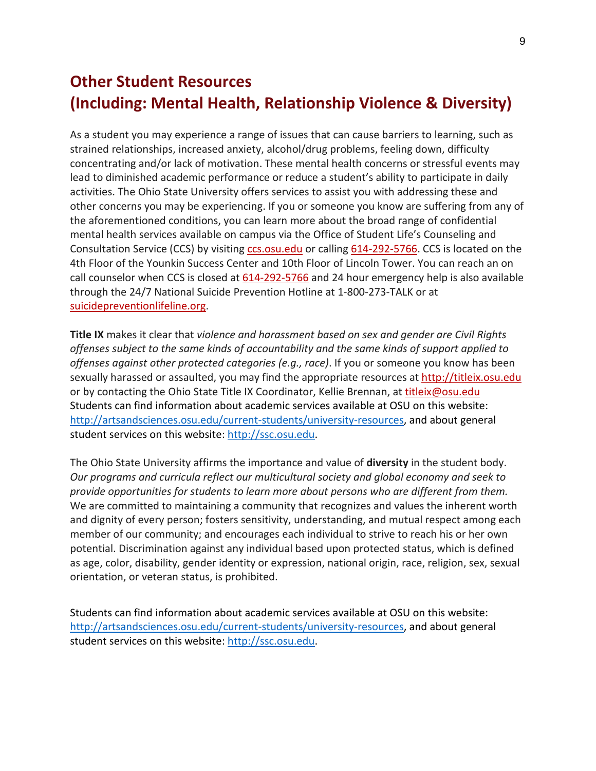## Other Student Resources
## (Including: Mental Health, Relationship Violence & Diversity)

As a student you may experience a range of issues that can cause barriers to learning, such as strained relationships, increased anxiety, alcohol/drug problems, feeling down, difficulty concentrating and/or lack of motivation. These mental health concerns or stressful events may lead to diminished academic performance or reduce a student's ability to participate in daily activities. The Ohio State University offers services to assist you with addressing these and other concerns you may be experiencing. If you or someone you know are suffering from any of the aforementioned conditions, you can learn more about the broad range of confidential mental health services available on campus via the Office of Student Life's Counseling and Consultation Service (CCS) by visiting ccs.osu.edu or calling 614-292-5766. CCS is located on the 4th Floor of the Younkin Success Center and 10th Floor of Lincoln Tower. You can reach an on call counselor when CCS is closed at 614-292-5766 and 24 hour emergency help is also available through the 24/7 National Suicide Prevention Hotline at 1-800-273-TALK or at suicidepreventionlifeline.org.

**Title IX** makes it clear that *violence and harassment based on sex and gender are Civil Rights offenses subject to the same kinds of accountability and the same kinds of support applied to offenses against other protected categories (e.g., race)*. If you or someone you know has been sexually harassed or assaulted, you may find the appropriate resources at http://titleix.osu.edu or by contacting the Ohio State Title IX Coordinator, Kellie Brennan, at titleix@osu.edu Students can find information about academic services available at OSU on this website: http://artsandsciences.osu.edu/current-students/university-resources, and about general student services on this website: http://ssc.osu.edu.

The Ohio State University affirms the importance and value of **diversity** in the student body. *Our programs and curricula reflect our multicultural society and global economy and seek to provide opportunities for students to learn more about persons who are different from them.* We are committed to maintaining a community that recognizes and values the inherent worth and dignity of every person; fosters sensitivity, understanding, and mutual respect among each member of our community; and encourages each individual to strive to reach his or her own potential. Discrimination against any individual based upon protected status, which is defined as age, color, disability, gender identity or expression, national origin, race, religion, sex, sexual orientation, or veteran status, is prohibited.

Students can find information about academic services available at OSU on this website: http://artsandsciences.osu.edu/current-students/university-resources, and about general student services on this website: http://ssc.osu.edu.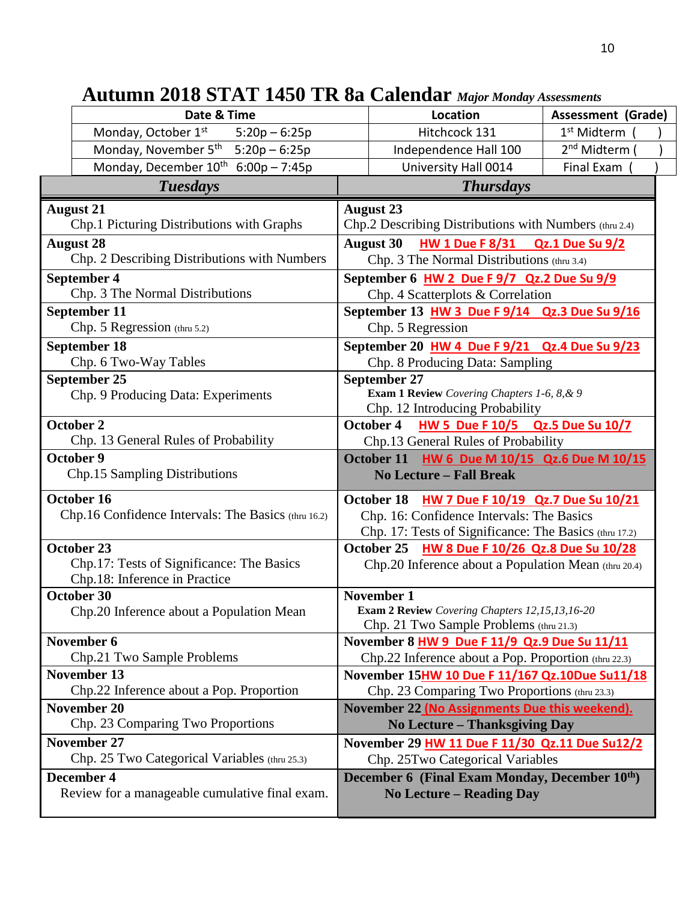# Autumn 2018 STAT 1450 TR 8a Calendar *Major Monday Assessments*

| Date & Time | | Location | Assessment (Grade) |
|---|---|---|---|
| Monday, October 1st | 5:20p – 6:25p | Hitchcock 131 | 1st Midterm ( ) |
| Monday, November 5th | 5:20p – 6:25p | Independence Hall 100 | 2nd Midterm ( ) |
| Monday, December 10th | 6:00p – 7:45p | University Hall 0014 | Final Exam ( ) |

| *Tuesdays* | *Thursdays* |
|---|---|
| **August 21**<br>Chp.1 Picturing Distributions with Graphs | **August 23**<br>Chp.2 Describing Distributions with Numbers (thru 2.4) |
| **August 28**<br>Chp. 2 Describing Distributions with Numbers | **August 30** HW 1 Due F 8/31 Qz.1 Due Su 9/2<br>Chp. 3 The Normal Distributions (thru 3.4) |
| **September 4**<br>Chp. 3 The Normal Distributions | **September 6** HW 2 Due F 9/7 Qz.2 Due Su 9/9<br>Chp. 4 Scatterplots & Correlation |
| **September 11**<br>Chp. 5 Regression (thru 5.2) | **September 13** HW 3 Due F 9/14 Qz.3 Due Su 9/16<br>Chp. 5 Regression |
| **September 18**<br>Chp. 6 Two-Way Tables | **September 20** HW 4 Due F 9/21 Qz.4 Due Su 9/23<br>Chp. 8 Producing Data: Sampling |
| **September 25**<br>Chp. 9 Producing Data: Experiments | **September 27**<br>**Exam 1 Review** *Covering Chapters 1-6, 8,& 9*<br>Chp. 12 Introducing Probability |
| **October 2**<br>Chp. 13 General Rules of Probability | **October 4** HW 5 Due F 10/5 Qz.5 Due Su 10/7<br>Chp.13 General Rules of Probability |
| **October 9**<br>Chp.15 Sampling Distributions | **October 11** HW 6 Due M 10/15 Qz.6 Due M 10/15<br>**No Lecture – Fall Break** |
| **October 16**<br>Chp.16 Confidence Intervals: The Basics (thru 16.2) | **October 18** HW 7 Due F 10/19 Qz.7 Due Su 10/21<br>Chp. 16: Confidence Intervals: The Basics<br>Chp. 17: Tests of Significance: The Basics (thru 17.2) |
| **October 23**<br>Chp.17: Tests of Significance: The Basics<br>Chp.18: Inference in Practice | **October 25** HW 8 Due F 10/26 Qz.8 Due Su 10/28<br>Chp.20 Inference about a Population Mean (thru 20.4) |
| **October 30**<br>Chp.20 Inference about a Population Mean | **November 1**<br>**Exam 2 Review** *Covering Chapters 12,15,13,16-20*<br>Chp. 21 Two Sample Problems (thru 21.3) |
| **November 6**<br>Chp.21 Two Sample Problems | **November 8** HW 9 Due F 11/9 Qz.9 Due Su 11/11<br>Chp.22 Inference about a Pop. Proportion (thru 22.3) |
| **November 13**<br>Chp.22 Inference about a Pop. Proportion | **November 15**HW 10 Due F 11/167 Qz.10Due Su11/18<br>Chp. 23 Comparing Two Proportions (thru 23.3) |
| **November 20**<br>Chp. 23 Comparing Two Proportions | **November 22** (No Assignments Due this weekend).<br>**No Lecture – Thanksgiving Day** |
| **November 27**<br>Chp. 25 Two Categorical Variables (thru 25.3) | **November 29** HW 11 Due F 11/30 Qz.11 Due Su12/2<br>Chp. 25Two Categorical Variables |
| **December 4**<br>Review for a manageable cumulative final exam. | **December 6 (Final Exam Monday, December 10th)**<br>**No Lecture – Reading Day** |